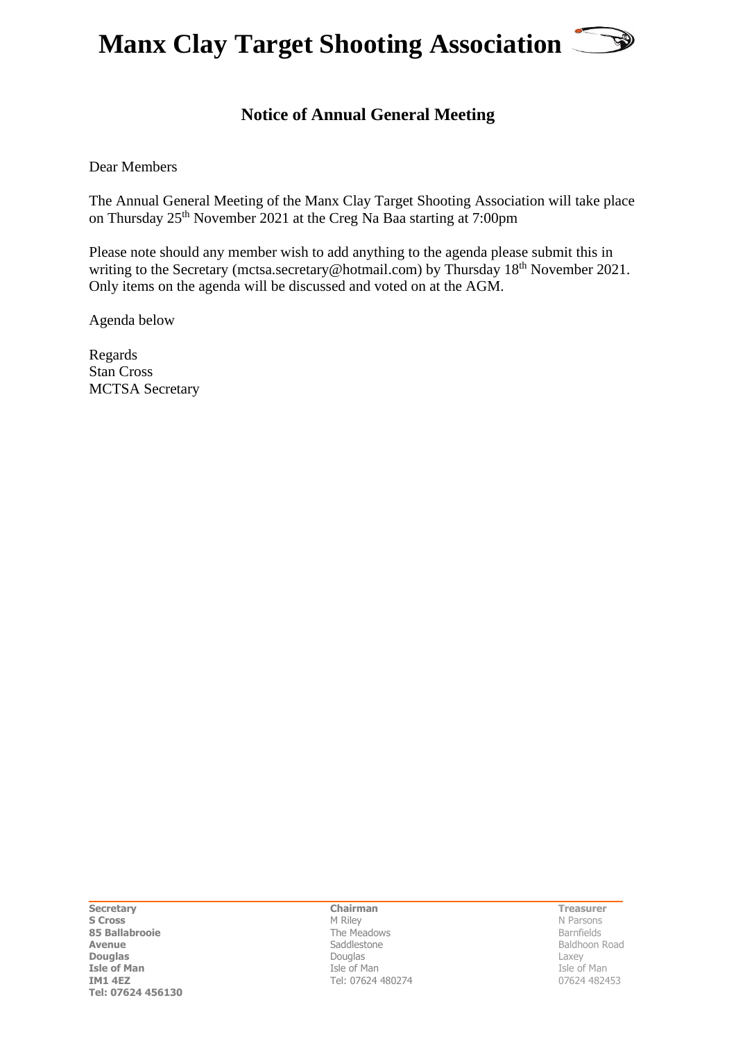# Manx Clay Target Shooting Association

## Notice of Annual General Meeting

Dear Members

The Annual General Meeting of the Manx Clay Target Shooting Association will take place on Thursday 25th November 2021 at the Creg Na Baa starting at 7:00pm

Please note should any member wish to add anything to the agenda please submit this in writing to the Secretary (mctsa.secretary@hotmail.com) by Thursday 18th November 2021. Only items on the agenda will be discussed and voted on at the AGM.

Agenda below

Regards
Stan Cross
MCTSA Secretary

**Secretary**
**S Cross**
**85 Ballabrooie Avenue**
**Douglas**
**Isle of Man**
**IM1 4EZ**
**Tel: 07624 456130**

**Chairman**
M Riley
The Meadows
Saddlestone
Douglas
Isle of Man
Tel: 07624 480274

**Treasurer**
N Parsons
Barnfields
Baldhoon Road
Laxey
Isle of Man
07624 482453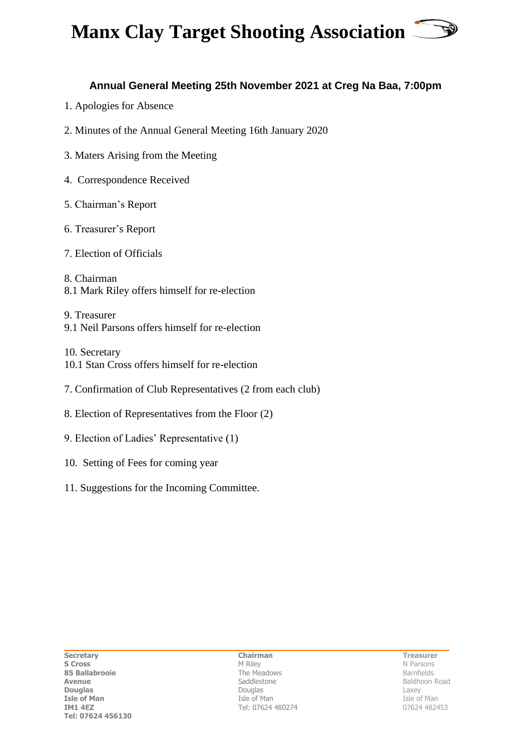# Manx Clay Target Shooting Association

### Annual General Meeting 25th November 2021 at Creg Na Baa, 7:00pm

1. Apologies for Absence

2. Minutes of the Annual General Meeting 16th January 2020

3. Maters Arising from the Meeting

4. Correspondence Received

5. Chairman's Report

6. Treasurer's Report

7. Election of Officials

8. Chairman
8.1 Mark Riley offers himself for re-election

9. Treasurer
9.1 Neil Parsons offers himself for re-election

10. Secretary
10.1 Stan Cross offers himself for re-election

7. Confirmation of Club Representatives (2 from each club)

8. Election of Representatives from the Floor (2)

9. Election of Ladies' Representative (1)

10. Setting of Fees for coming year

11. Suggestions for the Incoming Committee.

**Secretary**
**S Cross**
**85 Ballabrooie**
**Avenue**
**Douglas**
**Isle of Man**
**IM1 4EZ**
**Tel: 07624 456130**

**Chairman**
M Riley
The Meadows
Saddlestone
Douglas
Isle of Man
Tel: 07624 480274

**Treasurer**
N Parsons
Barnfields
Baldhoon Road
Laxey
Isle of Man
07624 482453